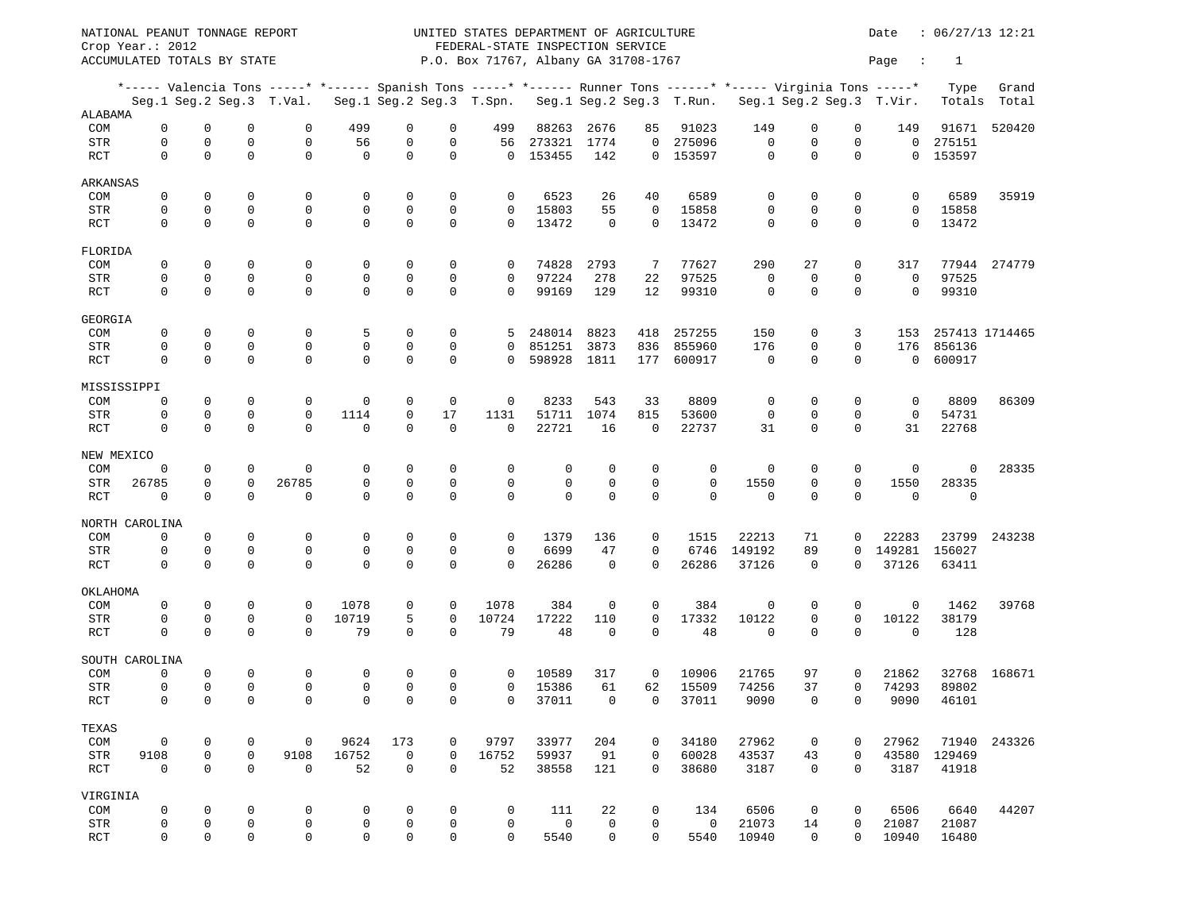NATIONAL PEANUT TONNAGE REPORT
Crop Year.: 2012
ACCUMULATED TOTALS BY STATE

UNITED STATES DEPARTMENT OF AGRICULTURE
FEDERAL-STATE INSPECTION SERVICE
P.O. Box 71767, Albany GA 31708-1767

Date : 06/27/13 12:21

| | Valencia Tons | | | | Spanish Tons | | | | Runner Tons | | | | Virginia Tons | | | | Type | Grand |
|---|---|---|---|---|---|---|---|---|---|---|---|---|---|---|---|---|---|---|
| | Seg.1 | Seg.2 | Seg.3 | T.Val. | Seg.1 | Seg.2 | Seg.3 | T.Spn. | Seg.1 | Seg.2 | Seg.3 | T.Run. | Seg.1 | Seg.2 | Seg.3 | T.Vir. | Totals | Total |
| **ALABAMA** | | | | | | | | | | | | | | | | | | |
| COM | 0 | 0 | 0 | 0 | 499 | 0 | 0 | 499 | 88263 | 2676 | 85 | 91023 | 149 | 0 | 0 | 149 | 91671 | 520420 |
| STR | 0 | 0 | 0 | 0 | 56 | 0 | 0 | 56 | 273321 | 1774 | 0 | 275096 | 0 | 0 | 0 | 0 | 275151 | |
| RCT | 0 | 0 | 0 | 0 | 0 | 0 | 0 | 0 | 153455 | 142 | 0 | 153597 | 0 | 0 | 0 | 0 | 153597 | |
| **ARKANSAS** | | | | | | | | | | | | | | | | | | |
| COM | 0 | 0 | 0 | 0 | 0 | 0 | 0 | 0 | 6523 | 26 | 40 | 6589 | 0 | 0 | 0 | 0 | 6589 | 35919 |
| STR | 0 | 0 | 0 | 0 | 0 | 0 | 0 | 0 | 15803 | 55 | 0 | 15858 | 0 | 0 | 0 | 0 | 15858 | |
| RCT | 0 | 0 | 0 | 0 | 0 | 0 | 0 | 0 | 13472 | 0 | 0 | 13472 | 0 | 0 | 0 | 0 | 13472 | |
| **FLORIDA** | | | | | | | | | | | | | | | | | | |
| COM | 0 | 0 | 0 | 0 | 0 | 0 | 0 | 0 | 74828 | 2793 | 7 | 77627 | 290 | 27 | 0 | 317 | 77944 | 274779 |
| STR | 0 | 0 | 0 | 0 | 0 | 0 | 0 | 0 | 97224 | 278 | 22 | 97525 | 0 | 0 | 0 | 0 | 97525 | |
| RCT | 0 | 0 | 0 | 0 | 0 | 0 | 0 | 0 | 99169 | 129 | 12 | 99310 | 0 | 0 | 0 | 0 | 99310 | |
| **GEORGIA** | | | | | | | | | | | | | | | | | | |
| COM | 0 | 0 | 0 | 0 | 5 | 0 | 0 | 5 | 248014 | 8823 | 418 | 257255 | 150 | 0 | 3 | 153 | 257413 | 1714465 |
| STR | 0 | 0 | 0 | 0 | 0 | 0 | 0 | 0 | 851251 | 3873 | 836 | 855960 | 176 | 0 | 0 | 176 | 856136 | |
| RCT | 0 | 0 | 0 | 0 | 0 | 0 | 0 | 0 | 598928 | 1811 | 177 | 600917 | 0 | 0 | 0 | 0 | 600917 | |
| **MISSISSIPPI** | | | | | | | | | | | | | | | | | | |
| COM | 0 | 0 | 0 | 0 | 0 | 0 | 0 | 0 | 8233 | 543 | 33 | 8809 | 0 | 0 | 0 | 0 | 8809 | 86309 |
| STR | 0 | 0 | 0 | 0 | 1114 | 0 | 17 | 1131 | 51711 | 1074 | 815 | 53600 | 0 | 0 | 0 | 0 | 54731 | |
| RCT | 0 | 0 | 0 | 0 | 0 | 0 | 0 | 0 | 22721 | 16 | 0 | 22737 | 31 | 0 | 0 | 31 | 22768 | |
| **NEW MEXICO** | | | | | | | | | | | | | | | | | | |
| COM | 0 | 0 | 0 | 0 | 0 | 0 | 0 | 0 | 0 | 0 | 0 | 0 | 0 | 0 | 0 | 0 | 0 | 28335 |
| STR | 26785 | 0 | 0 | 26785 | 0 | 0 | 0 | 0 | 0 | 0 | 0 | 0 | 1550 | 0 | 0 | 1550 | 28335 | |
| RCT | 0 | 0 | 0 | 0 | 0 | 0 | 0 | 0 | 0 | 0 | 0 | 0 | 0 | 0 | 0 | 0 | 0 | |
| **NORTH CAROLINA** | | | | | | | | | | | | | | | | | | |
| COM | 0 | 0 | 0 | 0 | 0 | 0 | 0 | 0 | 1379 | 136 | 0 | 1515 | 22213 | 71 | 0 | 22283 | 23799 | 243238 |
| STR | 0 | 0 | 0 | 0 | 0 | 0 | 0 | 0 | 6699 | 47 | 0 | 6746 | 149192 | 89 | 0 | 149281 | 156027 | |
| RCT | 0 | 0 | 0 | 0 | 0 | 0 | 0 | 0 | 26286 | 0 | 0 | 26286 | 37126 | 0 | 0 | 37126 | 63411 | |
| **OKLAHOMA** | | | | | | | | | | | | | | | | | | |
| COM | 0 | 0 | 0 | 0 | 1078 | 0 | 0 | 1078 | 384 | 0 | 0 | 384 | 0 | 0 | 0 | 0 | 1462 | 39768 |
| STR | 0 | 0 | 0 | 0 | 10719 | 5 | 0 | 10724 | 17222 | 110 | 0 | 17332 | 10122 | 0 | 0 | 10122 | 38179 | |
| RCT | 0 | 0 | 0 | 0 | 79 | 0 | 0 | 79 | 48 | 0 | 0 | 48 | 0 | 0 | 0 | 0 | 128 | |
| **SOUTH CAROLINA** | | | | | | | | | | | | | | | | | | |
| COM | 0 | 0 | 0 | 0 | 0 | 0 | 0 | 0 | 10589 | 317 | 0 | 10906 | 21765 | 97 | 0 | 21862 | 32768 | 168671 |
| STR | 0 | 0 | 0 | 0 | 0 | 0 | 0 | 0 | 15386 | 61 | 62 | 15509 | 74256 | 37 | 0 | 74293 | 89802 | |
| RCT | 0 | 0 | 0 | 0 | 0 | 0 | 0 | 0 | 37011 | 0 | 0 | 37011 | 9090 | 0 | 0 | 9090 | 46101 | |
| **TEXAS** | | | | | | | | | | | | | | | | | | |
| COM | 0 | 0 | 0 | 0 | 9624 | 173 | 0 | 9797 | 33977 | 204 | 0 | 34180 | 27962 | 0 | 0 | 27962 | 71940 | 243326 |
| STR | 9108 | 0 | 0 | 9108 | 16752 | 0 | 0 | 16752 | 59937 | 91 | 0 | 60028 | 43537 | 43 | 0 | 43580 | 129469 | |
| RCT | 0 | 0 | 0 | 0 | 52 | 0 | 0 | 52 | 38558 | 121 | 0 | 38680 | 3187 | 0 | 0 | 3187 | 41918 | |
| **VIRGINIA** | | | | | | | | | | | | | | | | | | |
| COM | 0 | 0 | 0 | 0 | 0 | 0 | 0 | 0 | 111 | 22 | 0 | 134 | 6506 | 0 | 0 | 6506 | 6640 | 44207 |
| STR | 0 | 0 | 0 | 0 | 0 | 0 | 0 | 0 | 0 | 0 | 0 | 0 | 21073 | 14 | 0 | 21087 | 21087 | |
| RCT | 0 | 0 | 0 | 0 | 0 | 0 | 0 | 0 | 5540 | 0 | 0 | 5540 | 10940 | 0 | 0 | 10940 | 16480 | |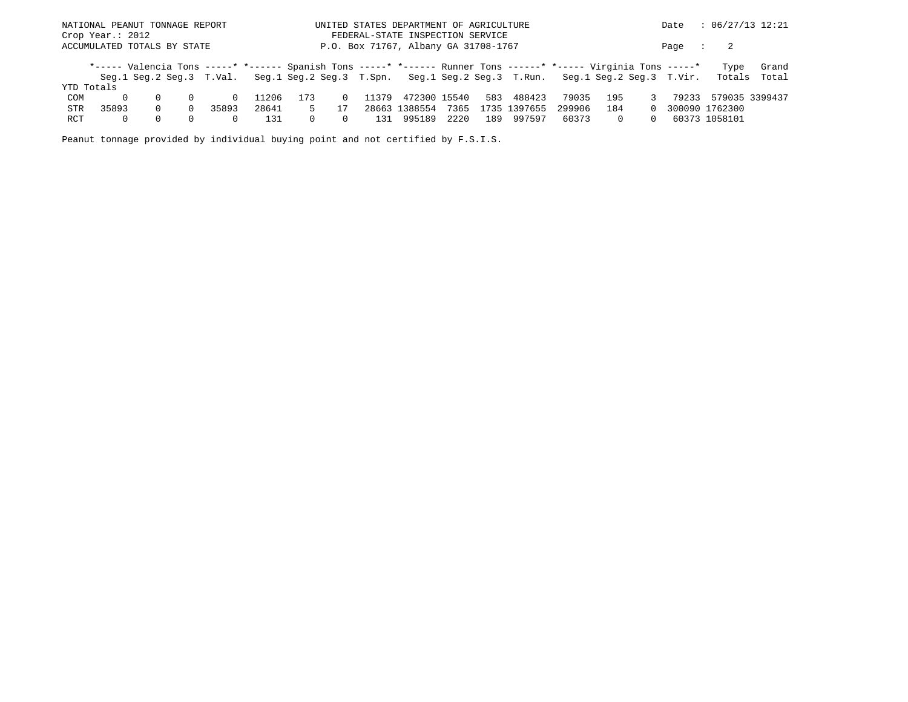NATIONAL PEANUT TONNAGE REPORT
Crop Year.: 2012
ACCUMULATED TOTALS BY STATE

UNITED STATES DEPARTMENT OF AGRICULTURE
FEDERAL-STATE INSPECTION SERVICE
P.O. Box 71767, Albany GA 31708-1767

Date : 06/27/13 12:21

| | Valencia Tons | | | | Spanish Tons | | | | Runner Tons | | | | Virginia Tons | | | | Type | Grand |
|---|---|---|---|---|---|---|---|---|---|---|---|---|---|---|---|---|---|---|
| | Seg.1 | Seg.2 | Seg.3 | T.Val. | Seg.1 | Seg.2 | Seg.3 | T.Spn. | Seg.1 | Seg.2 | Seg.3 | T.Run. | Seg.1 | Seg.2 | Seg.3 | T.Vir. | Totals | Total |
| YTD Totals | | | | | | | | | | | | | | | | | | |
| COM | 0 | 0 | 0 | 0 | 11206 | 173 | 0 | 11379 | 472300 | 15540 | 583 | 488423 | 79035 | 195 | 3 | 79233 | 579035 | 3399437 |
| STR | 35893 | 0 | 0 | 35893 | 28641 | 5 | 17 | 28663 | 1388554 | 7365 | 1735 | 1397655 | 299906 | 184 | 0 | 300090 | 1762300 | |
| RCT | 0 | 0 | 0 | 0 | 131 | 0 | 0 | 131 | 995189 | 2220 | 189 | 997597 | 60373 | 0 | 0 | 60373 | 1058101 | |

Peanut tonnage provided by individual buying point and not certified by F.S.I.S.